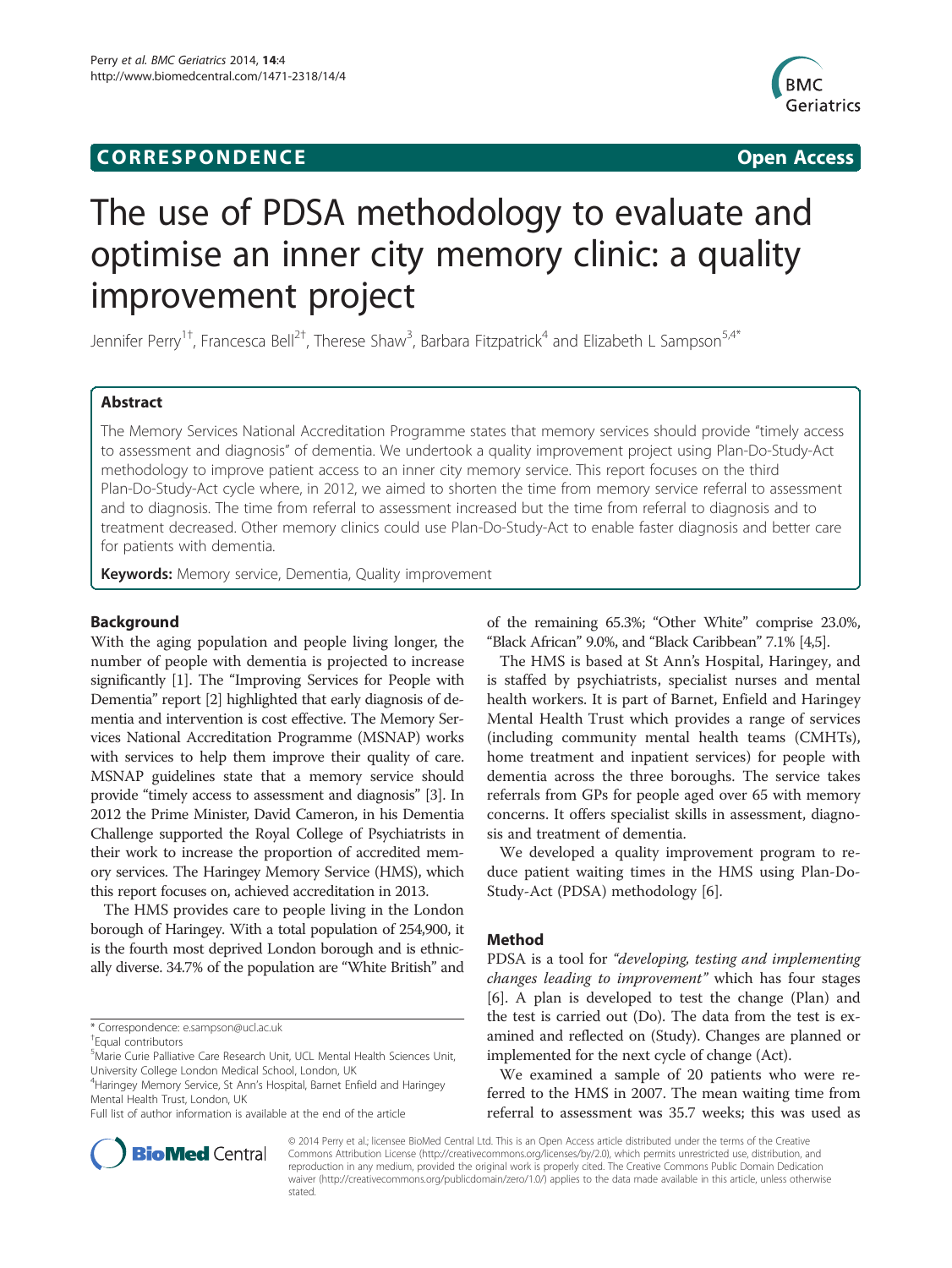CORRESPONDENCE Open Access

# The use of PDSA methodology to evaluate and optimise an inner city memory clinic: a quality improvement project

Jennifer Perry[1†], Francesca Bell[2†], Therese Shaw[3], Barbara Fitzpatrick[4] and Elizabeth L Sampson[5,4*]

## Abstract

The Memory Services National Accreditation Programme states that memory services should provide "timely access to assessment and diagnosis" of dementia. We undertook a quality improvement project using Plan-Do-Study-Act methodology to improve patient access to an inner city memory service. This report focuses on the third Plan-Do-Study-Act cycle where, in 2012, we aimed to shorten the time from memory service referral to assessment and to diagnosis. The time from referral to assessment increased but the time from referral to diagnosis and to treatment decreased. Other memory clinics could use Plan-Do-Study-Act to enable faster diagnosis and better care for patients with dementia.

**Keywords:** Memory service, Dementia, Quality improvement

## Background

With the aging population and people living longer, the number of people with dementia is projected to increase significantly [1]. The "Improving Services for People with Dementia" report [2] highlighted that early diagnosis of dementia and intervention is cost effective. The Memory Services National Accreditation Programme (MSNAP) works with services to help them improve their quality of care. MSNAP guidelines state that a memory service should provide "timely access to assessment and diagnosis" [3]. In 2012 the Prime Minister, David Cameron, in his Dementia Challenge supported the Royal College of Psychiatrists in their work to increase the proportion of accredited memory services. The Haringey Memory Service (HMS), which this report focuses on, achieved accreditation in 2013.

The HMS provides care to people living in the London borough of Haringey. With a total population of 254,900, it is the fourth most deprived London borough and is ethnically diverse. 34.7% of the population are "White British" and of the remaining 65.3%; "Other White" comprise 23.0%, "Black African" 9.0%, and "Black Caribbean" 7.1% [4,5].

The HMS is based at St Ann's Hospital, Haringey, and is staffed by psychiatrists, specialist nurses and mental health workers. It is part of Barnet, Enfield and Haringey Mental Health Trust which provides a range of services (including community mental health teams (CMHTs), home treatment and inpatient services) for people with dementia across the three boroughs. The service takes referrals from GPs for people aged over 65 with memory concerns. It offers specialist skills in assessment, diagnosis and treatment of dementia.

We developed a quality improvement program to reduce patient waiting times in the HMS using Plan-Do-Study-Act (PDSA) methodology [6].

## Method

PDSA is a tool for *"developing, testing and implementing changes leading to improvement"* which has four stages [6]. A plan is developed to test the change (Plan) and the test is carried out (Do). The data from the test is examined and reflected on (Study). Changes are planned or implemented for the next cycle of change (Act).

We examined a sample of 20 patients who were referred to the HMS in 2007. The mean waiting time from referral to assessment was 35.7 weeks; this was used as

\* Correspondence: e.sampson@ucl.ac.uk

†Equal contributors

[5]Marie Curie Palliative Care Research Unit, UCL Mental Health Sciences Unit, University College London Medical School, London, UK

[4]Haringey Memory Service, St Ann's Hospital, Barnet Enfield and Haringey Mental Health Trust, London, UK

Full list of author information is available at the end of the article

© 2014 Perry et al.; licensee BioMed Central Ltd. This is an Open Access article distributed under the terms of the Creative Commons Attribution License (http://creativecommons.org/licenses/by/2.0), which permits unrestricted use, distribution, and reproduction in any medium, provided the original work is properly cited. The Creative Commons Public Domain Dedication waiver (http://creativecommons.org/publicdomain/zero/1.0/) applies to the data made available in this article, unless otherwise stated.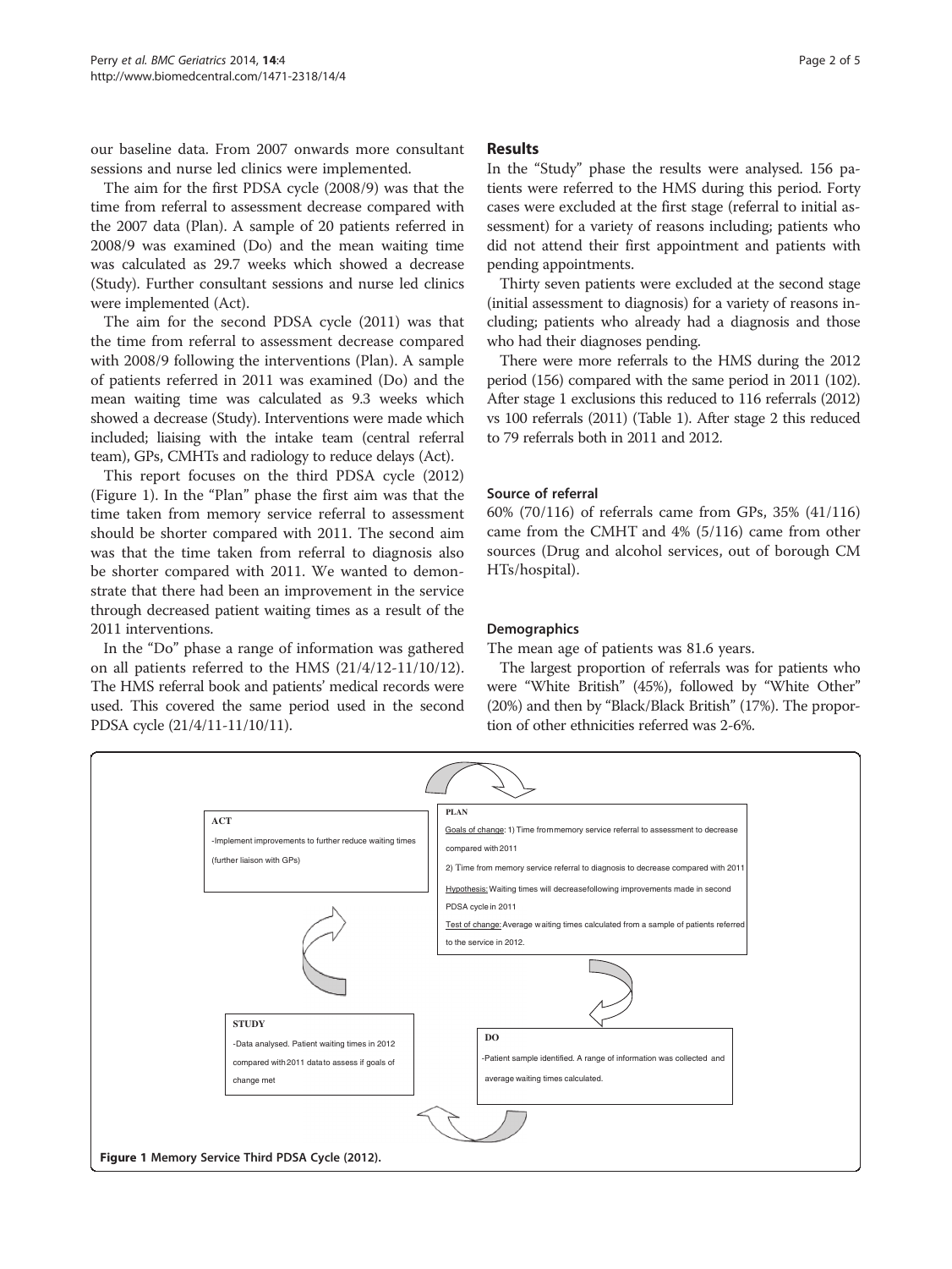our baseline data. From 2007 onwards more consultant sessions and nurse led clinics were implemented.

The aim for the first PDSA cycle (2008/9) was that the time from referral to assessment decrease compared with the 2007 data (Plan). A sample of 20 patients referred in 2008/9 was examined (Do) and the mean waiting time was calculated as 29.7 weeks which showed a decrease (Study). Further consultant sessions and nurse led clinics were implemented (Act).

The aim for the second PDSA cycle (2011) was that the time from referral to assessment decrease compared with 2008/9 following the interventions (Plan). A sample of patients referred in 2011 was examined (Do) and the mean waiting time was calculated as 9.3 weeks which showed a decrease (Study). Interventions were made which included; liaising with the intake team (central referral team), GPs, CMHTs and radiology to reduce delays (Act).

This report focuses on the third PDSA cycle (2012) (Figure 1). In the "Plan" phase the first aim was that the time taken from memory service referral to assessment should be shorter compared with 2011. The second aim was that the time taken from referral to diagnosis also be shorter compared with 2011. We wanted to demonstrate that there had been an improvement in the service through decreased patient waiting times as a result of the 2011 interventions.

In the "Do" phase a range of information was gathered on all patients referred to the HMS (21/4/12-11/10/12). The HMS referral book and patients' medical records were used. This covered the same period used in the second PDSA cycle (21/4/11-11/10/11).

## Results

In the "Study" phase the results were analysed. 156 patients were referred to the HMS during this period. Forty cases were excluded at the first stage (referral to initial assessment) for a variety of reasons including; patients who did not attend their first appointment and patients with pending appointments.

Thirty seven patients were excluded at the second stage (initial assessment to diagnosis) for a variety of reasons including; patients who already had a diagnosis and those who had their diagnoses pending.

There were more referrals to the HMS during the 2012 period (156) compared with the same period in 2011 (102). After stage 1 exclusions this reduced to 116 referrals (2012) vs 100 referrals (2011) (Table 1). After stage 2 this reduced to 79 referrals both in 2011 and 2012.

### Source of referral

60% (70/116) of referrals came from GPs, 35% (41/116) came from the CMHT and 4% (5/116) came from other sources (Drug and alcohol services, out of borough CM HTs/hospital).

### Demographics

The mean age of patients was 81.6 years.

The largest proportion of referrals was for patients who were "White British" (45%), followed by "White Other" (20%) and then by "Black/Black British" (17%). The proportion of other ethnicities referred was 2-6%.

**PLAN**

Goals of change: 1) Time from memory service referral to assessment to decrease compared with 2011

2) Time from memory service referral to diagnosis to decrease compared with 2011

Hypothesis: Waiting times will decrease following improvements made in second PDSA cycle in 2011

Test of change: Average waiting times calculated from a sample of patients referred to the service in 2012.

**DO**

-Patient sample identified. A range of information was collected and average waiting times calculated.

**STUDY**

-Data analysed. Patient waiting times in 2012 compared with 2011 data to assess if goals of change met

**ACT**

-Implement improvements to further reduce waiting times (further liaison with GPs)

**Figure 1** Memory Service Third PDSA Cycle (2012).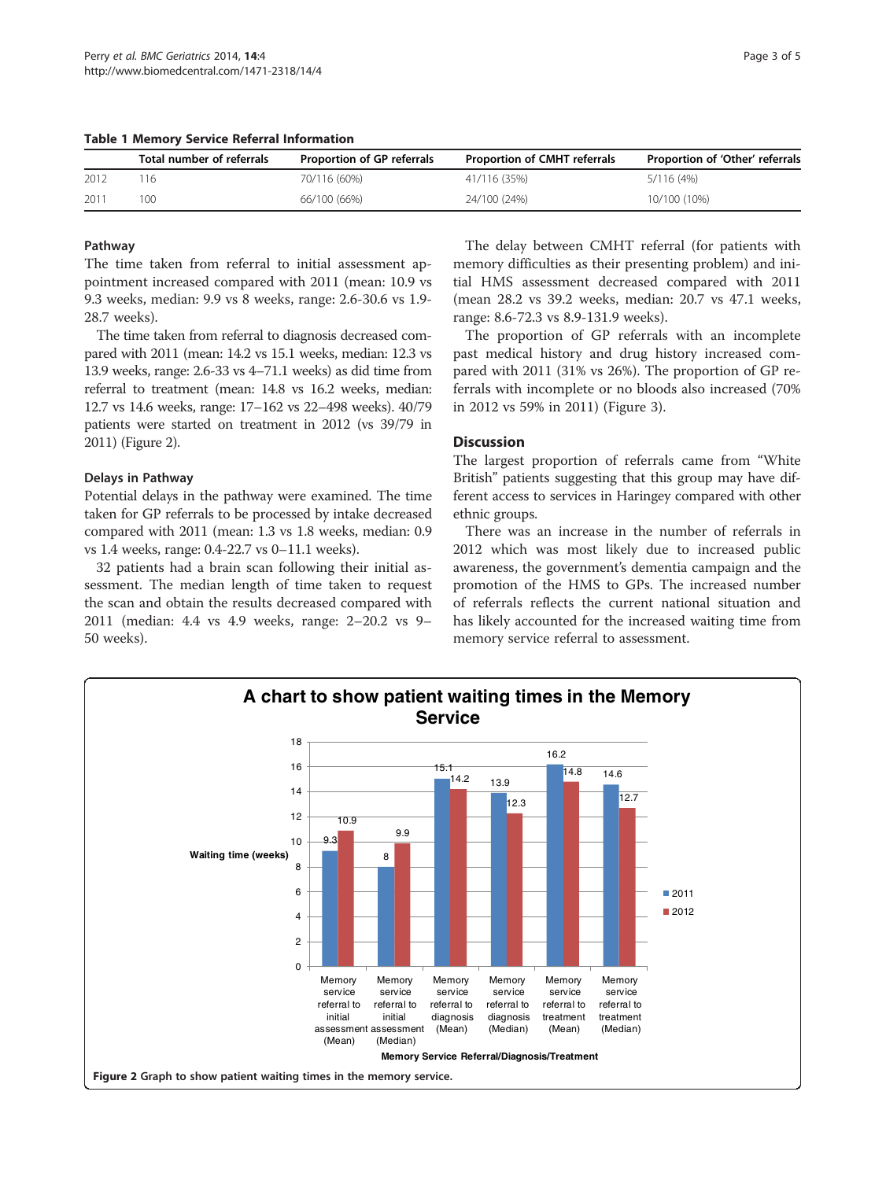**Table 1 Memory Service Referral Information**

| | Total number of referrals | Proportion of GP referrals | Proportion of CMHT referrals | Proportion of 'Other' referrals |
|---|---|---|---|---|
| 2012 | 116 | 70/116 (60%) | 41/116 (35%) | 5/116 (4%) |
| 2011 | 100 | 66/100 (66%) | 24/100 (24%) | 10/100 (10%) |

### Pathway

The time taken from referral to initial assessment appointment increased compared with 2011 (mean: 10.9 vs 9.3 weeks, median: 9.9 vs 8 weeks, range: 2.6-30.6 vs 1.9-28.7 weeks).

The time taken from referral to diagnosis decreased compared with 2011 (mean: 14.2 vs 15.1 weeks, median: 12.3 vs 13.9 weeks, range: 2.6-33 vs 4–71.1 weeks) as did time from referral to treatment (mean: 14.8 vs 16.2 weeks, median: 12.7 vs 14.6 weeks, range: 17–162 vs 22–498 weeks). 40/79 patients were started on treatment in 2012 (vs 39/79 in 2011) (Figure 2).

### Delays in Pathway

Potential delays in the pathway were examined. The time taken for GP referrals to be processed by intake decreased compared with 2011 (mean: 1.3 vs 1.8 weeks, median: 0.9 vs 1.4 weeks, range: 0.4-22.7 vs 0–11.1 weeks).

32 patients had a brain scan following their initial assessment. The median length of time taken to request the scan and obtain the results decreased compared with 2011 (median: 4.4 vs 4.9 weeks, range: 2–20.2 vs 9–50 weeks).

The delay between CMHT referral (for patients with memory difficulties as their presenting problem) and initial HMS assessment decreased compared with 2011 (mean 28.2 vs 39.2 weeks, median: 20.7 vs 47.1 weeks, range: 8.6-72.3 vs 8.9-131.9 weeks).

The proportion of GP referrals with an incomplete past medical history and drug history increased compared with 2011 (31% vs 26%). The proportion of GP referrals with incomplete or no bloods also increased (70% in 2012 vs 59% in 2011) (Figure 3).

## Discussion

The largest proportion of referrals came from "White British" patients suggesting that this group may have different access to services in Haringey compared with other ethnic groups.

There was an increase in the number of referrals in 2012 which was most likely due to increased public awareness, the government's dementia campaign and the promotion of the HMS to GPs. The increased number of referrals reflects the current national situation and has likely accounted for the increased waiting time from memory service referral to assessment.

**Figure 2** Graph to show patient waiting times in the memory service.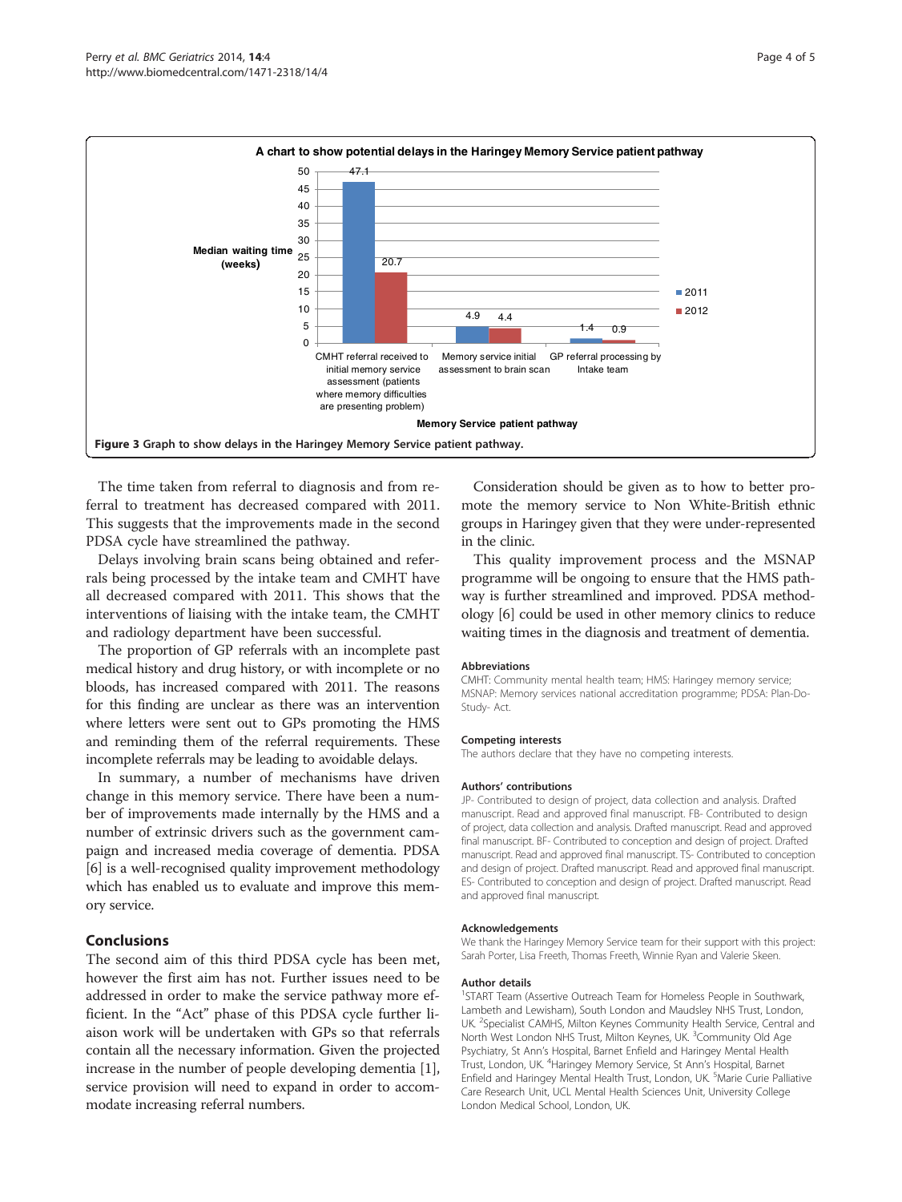Figure 3 Graph to show delays in the Haringey Memory Service patient pathway.

The time taken from referral to diagnosis and from referral to treatment has decreased compared with 2011. This suggests that the improvements made in the second PDSA cycle have streamlined the pathway.

Delays involving brain scans being obtained and referrals being processed by the intake team and CMHT have all decreased compared with 2011. This shows that the interventions of liaising with the intake team, the CMHT and radiology department have been successful.

The proportion of GP referrals with an incomplete past medical history and drug history, or with incomplete or no bloods, has increased compared with 2011. The reasons for this finding are unclear as there was an intervention where letters were sent out to GPs promoting the HMS and reminding them of the referral requirements. These incomplete referrals may be leading to avoidable delays.

In summary, a number of mechanisms have driven change in this memory service. There have been a number of improvements made internally by the HMS and a number of extrinsic drivers such as the government campaign and increased media coverage of dementia. PDSA [6] is a well-recognised quality improvement methodology which has enabled us to evaluate and improve this memory service.

## Conclusions

The second aim of this third PDSA cycle has been met, however the first aim has not. Further issues need to be addressed in order to make the service pathway more efficient. In the "Act" phase of this PDSA cycle further liaison work will be undertaken with GPs so that referrals contain all the necessary information. Given the projected increase in the number of people developing dementia [1], service provision will need to expand in order to accommodate increasing referral numbers.

Consideration should be given as to how to better promote the memory service to Non White-British ethnic groups in Haringey given that they were under-represented in the clinic.

This quality improvement process and the MSNAP programme will be ongoing to ensure that the HMS pathway is further streamlined and improved. PDSA methodology [6] could be used in other memory clinics to reduce waiting times in the diagnosis and treatment of dementia.

#### Abbreviations

CMHT: Community mental health team; HMS: Haringey memory service; MSNAP: Memory services national accreditation programme; PDSA: Plan-Do-Study- Act.

#### Competing interests

The authors declare that they have no competing interests.

#### Authors' contributions

JP- Contributed to design of project, data collection and analysis. Drafted manuscript. Read and approved final manuscript. FB- Contributed to design of project, data collection and analysis. Drafted manuscript. Read and approved final manuscript. BF- Contributed to conception and design of project. Drafted manuscript. Read and approved final manuscript. TS- Contributed to conception and design of project. Drafted manuscript. Read and approved final manuscript. ES- Contributed to conception and design of project. Drafted manuscript. Read and approved final manuscript.

#### Acknowledgements

We thank the Haringey Memory Service team for their support with this project: Sarah Porter, Lisa Freeth, Thomas Freeth, Winnie Ryan and Valerie Skeen.

#### Author details

[1]START Team (Assertive Outreach Team for Homeless People in Southwark, Lambeth and Lewisham), South London and Maudsley NHS Trust, London, UK. [2]Specialist CAMHS, Milton Keynes Community Health Service, Central and North West London NHS Trust, Milton Keynes, UK. [3]Community Old Age Psychiatry, St Ann's Hospital, Barnet Enfield and Haringey Mental Health Trust, London, UK. [4]Haringey Memory Service, St Ann's Hospital, Barnet Enfield and Haringey Mental Health Trust, London, UK. [5]Marie Curie Palliative Care Research Unit, UCL Mental Health Sciences Unit, University College London Medical School, London, UK.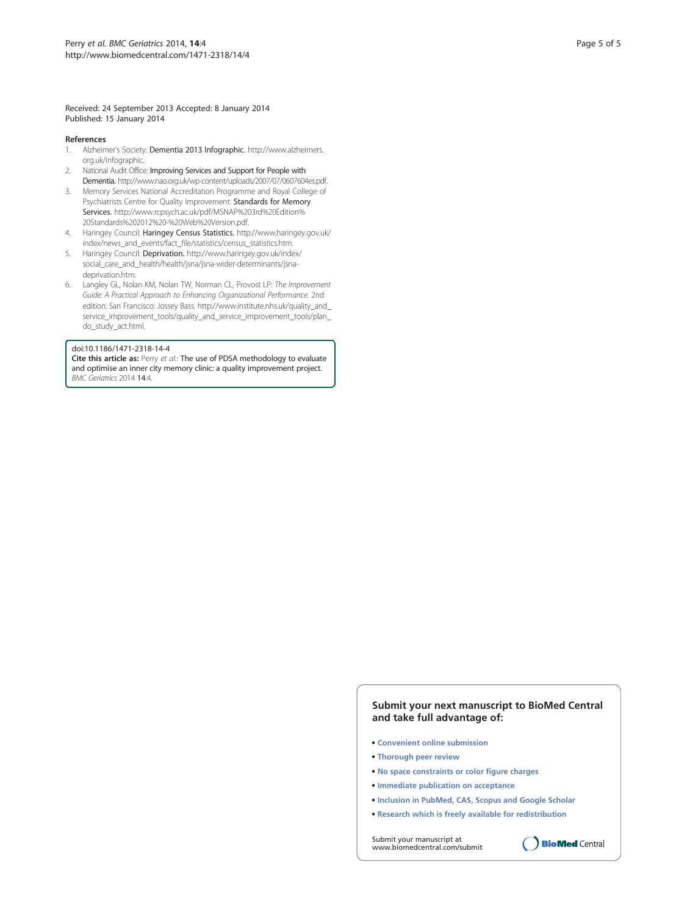Received: 24 September 2013 Accepted: 8 January 2014
Published: 15 January 2014

## References

1. Alzheimer's Society: **Dementia 2013 Infographic.** http://www.alzheimers.org.uk/infographic.
2. National Audit Office: **Improving Services and Support for People with Dementia.** http://www.nao.org.uk/wp-content/uploads/2007/07/0607604es.pdf.
3. Memory Services National Accreditation Programme and Royal College of Psychiatrists Centre for Quality Improvement: **Standards for Memory Services.** http://www.rcpsych.ac.uk/pdf/MSNAP%203rd%20Edition%20Standards%202012%20-%20Web%20Version.pdf.
4. Haringey Council: **Haringey Census Statistics.** http://www.haringey.gov.uk/index/news_and_events/fact_file/statistics/census_statistics.htm.
5. Haringey Council: **Deprivation.** http://www.haringey.gov.uk/index/social_care_and_health/health/jsna/jsna-wider-determinants/jsna-deprivation.htm.
6. Langley GL, Nolan KM, Nolan TW, Norman CL, Provost LP: *The Improvement Guide: A Practical Approach to Enhancing Organizational Performance.* 2nd edition. San Francisco: Jossey Bass. http://www.institute.nhs.uk/quality_and_service_improvement_tools/quality_and_service_improvement_tools/plan_do_study_act.html.

doi:10.1186/1471-2318-14-4
**Cite this article as:** Perry *et al.*: The use of PDSA methodology to evaluate and optimise an inner city memory clinic: a quality improvement project. *BMC Geriatrics* 2014 **14**:4.

**Submit your next manuscript to BioMed Central and take full advantage of:**

- **Convenient online submission**
- **Thorough peer review**
- **No space constraints or color figure charges**
- **Immediate publication on acceptance**
- **Inclusion in PubMed, CAS, Scopus and Google Scholar**
- **Research which is freely available for redistribution**

Submit your manuscript at
www.biomedcentral.com/submit

BioMed Central